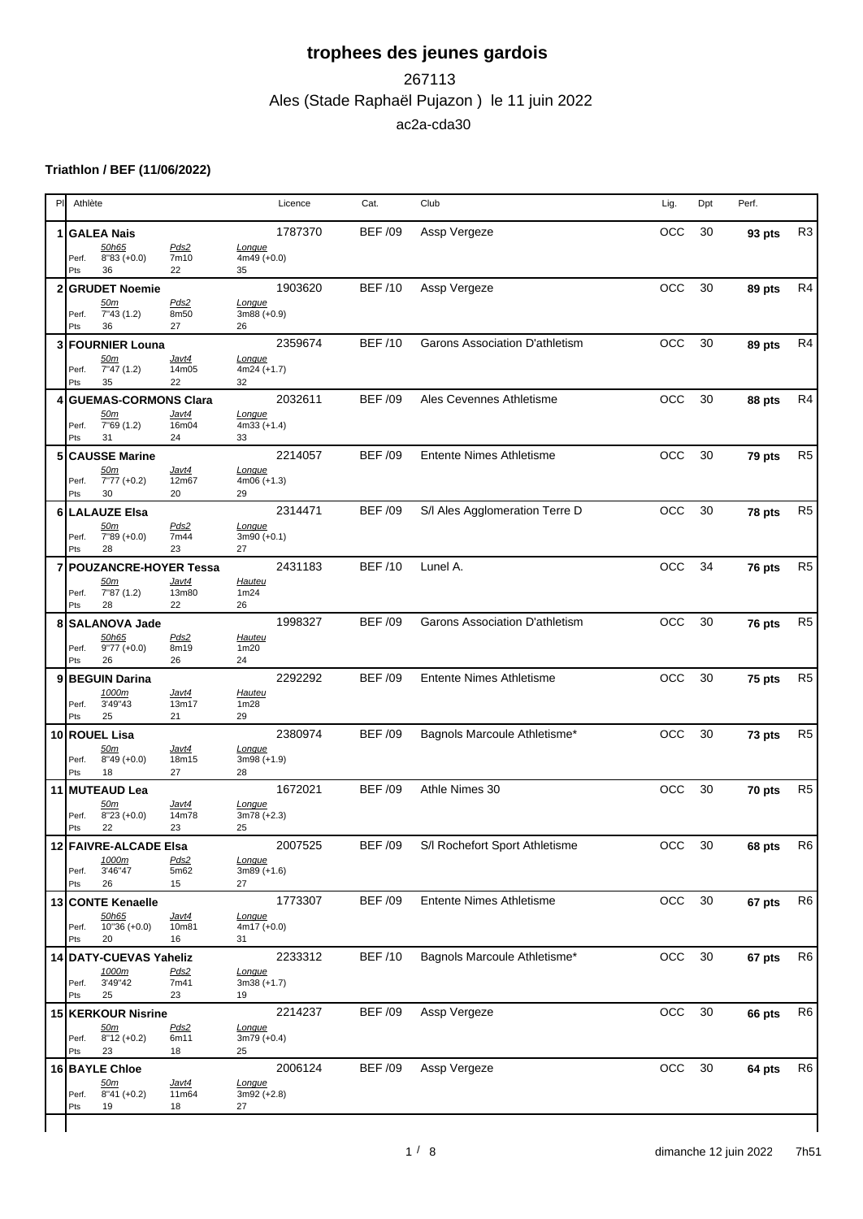# trophees des jeunes gardois

## 267113

## Ales (Stade Raphaël Pujazon ) le 11 juin 2022

## ac2a-cda30

### Triathlon / BEF (11/06/2022)

| Pl | Athlète | Licence | Cat. | Club | Lig. | Dpt | Perf. | |
|---|---|---|---|---|---|---|---|---|
| 1 | **GALEA Nais** | 1787370 | BEF /09 | Assp Vergeze | OCC | 30 | **93 pts** | R3 |
| | *50h65* / *Pds2* / *Longue*<br>Perf. 8"83 (+0.0) / 7m10 / 4m49 (+0.0)<br>Pts 36 / 22 / 35 | | | | | | | |
| 2 | **GRUDET Noemie** | 1903620 | BEF /10 | Assp Vergeze | OCC | 30 | **89 pts** | R4 |
| | *50m* / *Pds2* / *Longue*<br>Perf. 7"43 (1.2) / 8m50 / 3m88 (+0.9)<br>Pts 36 / 27 / 26 | | | | | | | |
| 3 | **FOURNIER Louna** | 2359674 | BEF /10 | Garons Association D'athletism | OCC | 30 | **89 pts** | R4 |
| | *50m* / *Javt4* / *Longue*<br>Perf. 7"47 (1.2) / 14m05 / 4m24 (+1.7)<br>Pts 35 / 22 / 32 | | | | | | | |
| 4 | **GUEMAS-CORMONS Clara** | 2032611 | BEF /09 | Ales Cevennes Athletisme | OCC | 30 | **88 pts** | R4 |
| | *50m* / *Javt4* / *Longue*<br>Perf. 7"69 (1.2) / 16m04 / 4m33 (+1.4)<br>Pts 31 / 24 / 33 | | | | | | | |
| 5 | **CAUSSE Marine** | 2214057 | BEF /09 | Entente Nimes Athletisme | OCC | 30 | **79 pts** | R5 |
| | *50m* / *Javt4* / *Longue*<br>Perf. 7"77 (+0.2) / 12m67 / 4m06 (+1.3)<br>Pts 30 / 20 / 29 | | | | | | | |
| 6 | **LALAUZE Elsa** | 2314471 | BEF /09 | S/l Ales Agglomeration Terre D | OCC | 30 | **78 pts** | R5 |
| | *50m* / *Pds2* / *Longue*<br>Perf. 7"89 (+0.0) / 7m44 / 3m90 (+0.1)<br>Pts 28 / 23 / 27 | | | | | | | |
| 7 | **POUZANCRE-HOYER Tessa** | 2431183 | BEF /10 | Lunel A. | OCC | 34 | **76 pts** | R5 |
| | *50m* / *Javt4* / *Hauteu*<br>Perf. 7"87 (1.2) / 13m80 / 1m24<br>Pts 28 / 22 / 26 | | | | | | | |
| 8 | **SALANOVA Jade** | 1998327 | BEF /09 | Garons Association D'athletism | OCC | 30 | **76 pts** | R5 |
| | *50h65* / *Pds2* / *Hauteu*<br>Perf. 9"77 (+0.0) / 8m19 / 1m20<br>Pts 26 / 26 / 24 | | | | | | | |
| 9 | **BEGUIN Darina** | 2292292 | BEF /09 | Entente Nimes Athletisme | OCC | 30 | **75 pts** | R5 |
| | *1000m* / *Javt4* / *Hauteu*<br>Perf. 3'49"43 / 13m17 / 1m28<br>Pts 25 / 21 / 29 | | | | | | | |
| 10 | **ROUEL Lisa** | 2380974 | BEF /09 | Bagnols Marcoule Athletisme* | OCC | 30 | **73 pts** | R5 |
| | *50m* / *Javt4* / *Longue*<br>Perf. 8"49 (+0.0) / 18m15 / 3m98 (+1.9)<br>Pts 18 / 27 / 28 | | | | | | | |
| 11 | **MUTEAUD Lea** | 1672021 | BEF /09 | Athle Nimes 30 | OCC | 30 | **70 pts** | R5 |
| | *50m* / *Javt4* / *Longue*<br>Perf. 8"23 (+0.0) / 14m78 / 3m78 (+2.3)<br>Pts 22 / 23 / 25 | | | | | | | |
| 12 | **FAIVRE-ALCADE Elsa** | 2007525 | BEF /09 | S/l Rochefort Sport Athletisme | OCC | 30 | **68 pts** | R6 |
| | *1000m* / *Pds2* / *Longue*<br>Perf. 3'46"47 / 5m62 / 3m89 (+1.6)<br>Pts 26 / 15 / 27 | | | | | | | |
| 13 | **CONTE Kenaelle** | 1773307 | BEF /09 | Entente Nimes Athletisme | OCC | 30 | **67 pts** | R6 |
| | *50h65* / *Javt4* / *Longue*<br>Perf. 10"36 (+0.0) / 10m81 / 4m17 (+0.0)<br>Pts 20 / 16 / 31 | | | | | | | |
| 14 | **DATY-CUEVAS Yaheliz** | 2233312 | BEF /10 | Bagnols Marcoule Athletisme* | OCC | 30 | **67 pts** | R6 |
| | *1000m* / *Pds2* / *Longue*<br>Perf. 3'49"42 / 7m41 / 3m38 (+1.7)<br>Pts 25 / 23 / 19 | | | | | | | |
| 15 | **KERKOUR Nisrine** | 2214237 | BEF /09 | Assp Vergeze | OCC | 30 | **66 pts** | R6 |
| | *50m* / *Pds2* / *Longue*<br>Perf. 8"12 (+0.2) / 6m11 / 3m79 (+0.4)<br>Pts 23 / 18 / 25 | | | | | | | |
| 16 | **BAYLE Chloe** | 2006124 | BEF /09 | Assp Vergeze | OCC | 30 | **64 pts** | R6 |
| | *50m* / *Javt4* / *Longue*<br>Perf. 8"41 (+0.2) / 11m64 / 3m92 (+2.8)<br>Pts 19 / 18 / 27 | | | | | | | |

dimanche 12 juin 2022 7h51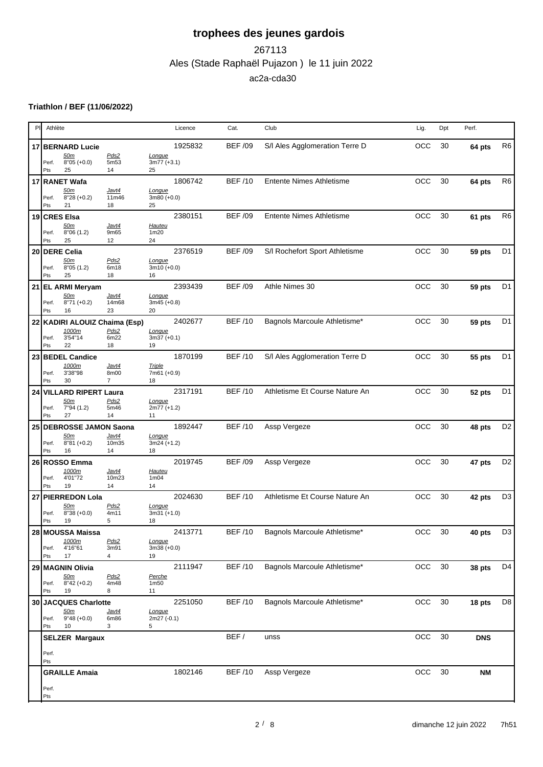# trophees des jeunes gardois

267113

Ales (Stade Raphaël Pujazon ) le 11 juin 2022

ac2a-cda30

**Triathlon / BEF (11/06/2022)**

| Pl | Athlète | Licence | Cat. | Club | Lig. | Dpt | Perf. | |
|---|---|---|---|---|---|---|---|---|
| 17 | **BERNARD Lucie** | 1925832 | BEF /09 | S/l Ales Agglomeration Terre D | OCC | 30 | **64 pts** | R6 |
| | *50m* / *Pds2* / *Longue* — Perf. 8"05 (+0.0) / 5m53 / 3m77 (+3.1) — Pts 25 / 14 / 25 | | | | | | | |
| 17 | **RANET Wafa** | 1806742 | BEF /10 | Entente Nimes Athletisme | OCC | 30 | **64 pts** | R6 |
| | *50m* / *Javt4* / *Longue* — Perf. 8"28 (+0.2) / 11m46 / 3m80 (+0.0) — Pts 21 / 18 / 25 | | | | | | | |
| 19 | **CRES Elsa** | 2380151 | BEF /09 | Entente Nimes Athletisme | OCC | 30 | **61 pts** | R6 |
| | *50m* / *Javt4* / *Hauteu* — Perf. 8"06 (1.2) / 9m65 / 1m20 — Pts 25 / 12 / 24 | | | | | | | |
| 20 | **DERE Celia** | 2376519 | BEF /09 | S/l Rochefort Sport Athletisme | OCC | 30 | **59 pts** | D1 |
| | *50m* / *Pds2* / *Longue* — Perf. 8"05 (1.2) / 6m18 / 3m10 (+0.0) — Pts 25 / 18 / 16 | | | | | | | |
| 21 | **EL ARMI Meryam** | 2393439 | BEF /09 | Athle Nimes 30 | OCC | 30 | **59 pts** | D1 |
| | *50m* / *Javt4* / *Longue* — Perf. 8"71 (+0.2) / 14m68 / 3m45 (+0.8) — Pts 16 / 23 / 20 | | | | | | | |
| 22 | **KADIRI ALOUIZ Chaima (Esp)** | 2402677 | BEF /10 | Bagnols Marcoule Athletisme* | OCC | 30 | **59 pts** | D1 |
| | *1000m* / *Pds2* / *Longue* — Perf. 3'54"14 / 6m22 / 3m37 (+0.1) — Pts 22 / 18 / 19 | | | | | | | |
| 23 | **BEDEL Candice** | 1870199 | BEF /10 | S/l Ales Agglomeration Terre D | OCC | 30 | **55 pts** | D1 |
| | *1000m* / *Javt4* / *Triple* — Perf. 3'38"98 / 8m00 / 7m61 (+0.9) — Pts 30 / 7 / 18 | | | | | | | |
| 24 | **VILLARD RIPERT Laura** | 2317191 | BEF /10 | Athletisme Et Course Nature An | OCC | 30 | **52 pts** | D1 |
| | *50m* / *Pds2* / *Longue* — Perf. 7"94 (1.2) / 5m46 / 2m77 (+1.2) — Pts 27 / 14 / 11 | | | | | | | |
| 25 | **DEBROSSE JAMON Saona** | 1892447 | BEF /10 | Assp Vergeze | OCC | 30 | **48 pts** | D2 |
| | *50m* / *Javt4* / *Longue* — Perf. 8"81 (+0.2) / 10m35 / 3m24 (+1.2) — Pts 16 / 14 / 18 | | | | | | | |
| 26 | **ROSSO Emma** | 2019745 | BEF /09 | Assp Vergeze | OCC | 30 | **47 pts** | D2 |
| | *1000m* / *Javt4* / *Hauteu* — Perf. 4'01"72 / 10m23 / 1m04 — Pts 19 / 14 / 14 | | | | | | | |
| 27 | **PIERREDON Lola** | 2024630 | BEF /10 | Athletisme Et Course Nature An | OCC | 30 | **42 pts** | D3 |
| | *50m* / *Pds2* / *Longue* — Perf. 8"38 (+0.0) / 4m11 / 3m31 (+1.0) — Pts 19 / 5 / 18 | | | | | | | |
| 28 | **MOUSSA Maissa** | 2413771 | BEF /10 | Bagnols Marcoule Athletisme* | OCC | 30 | **40 pts** | D3 |
| | *1000m* / *Pds2* / *Longue* — Perf. 4'16"61 / 3m91 / 3m38 (+0.0) — Pts 17 / 4 / 19 | | | | | | | |
| 29 | **MAGNIN Olivia** | 2111947 | BEF /10 | Bagnols Marcoule Athletisme* | OCC | 30 | **38 pts** | D4 |
| | *50m* / *Pds2* / *Perche* — Perf. 8"42 (+0.2) / 4m48 / 1m50 — Pts 19 / 8 / 11 | | | | | | | |
| 30 | **JACQUES Charlotte** | 2251050 | BEF /10 | Bagnols Marcoule Athletisme* | OCC | 30 | **18 pts** | D8 |
| | *50m* / *Javt4* / *Longue* — Perf. 9"48 (+0.0) / 6m86 / 2m27 (-0.1) — Pts 10 / 3 / 5 | | | | | | | |
| | **SELZER Margaux** | | BEF / | unss | OCC | 30 | **DNS** | |
| | Perf. — Pts | | | | | | | |
| | **GRAILLE Amaia** | 1802146 | BEF /10 | Assp Vergeze | OCC | 30 | **NM** | |
| | Perf. — Pts | | | | | | | |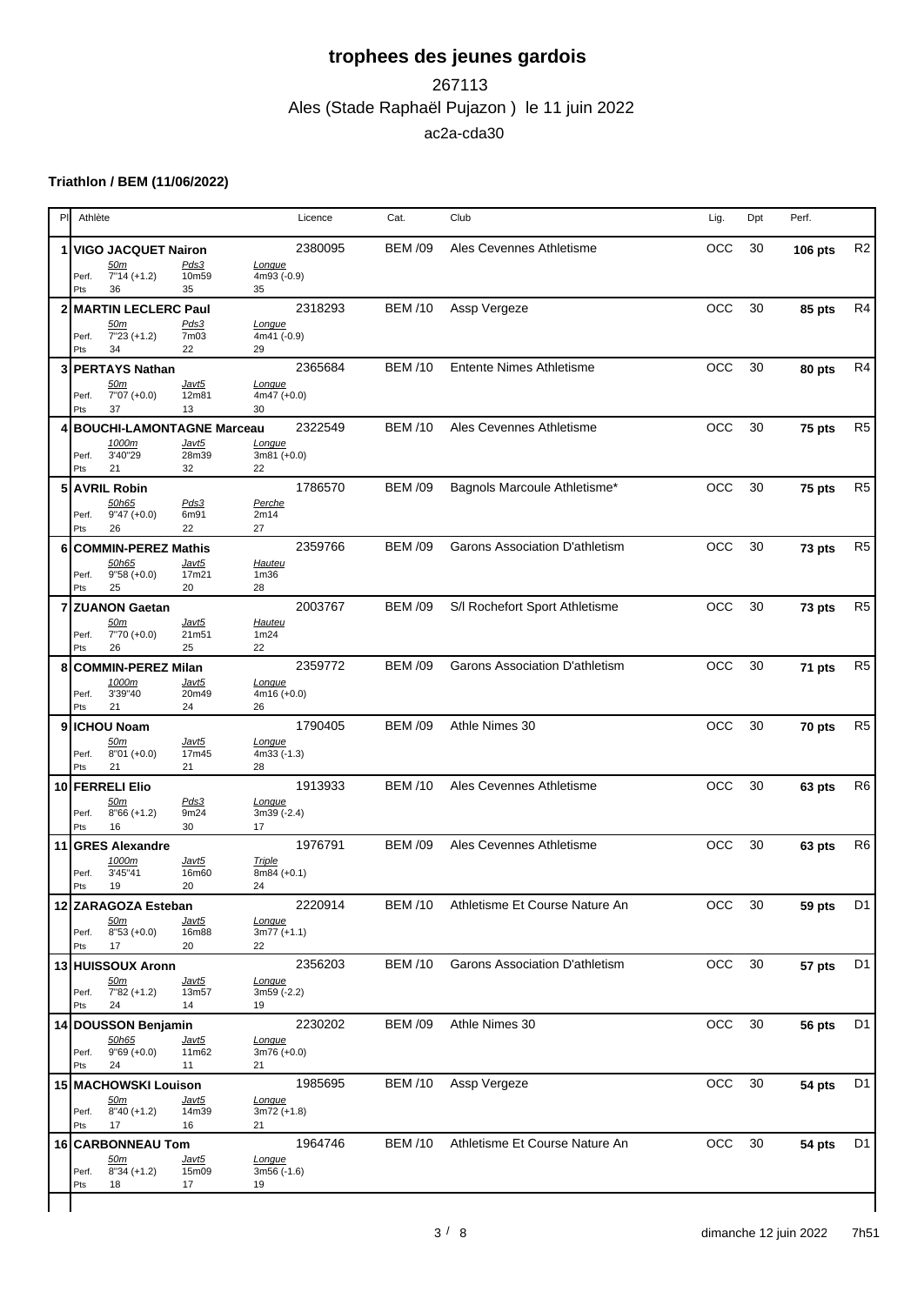# trophees des jeunes gardois

267113

Ales (Stade Raphaël Pujazon ) le 11 juin 2022

ac2a-cda30

### Triathlon / BEM (11/06/2022)

| Pl | Athlète | Licence | Cat. | Club | Lig. | Dpt | Perf. | |
|---|---|---|---|---|---|---|---|---|
| 1 | **VIGO JACQUET Nairon** — 50m: 7"14 (+1.2) / 36 pts; Pds3: 10m59 / 35 pts; Longue: 4m93 (-0.9) / 35 pts | 2380095 | BEM /09 | Ales Cevennes Athletisme | OCC | 30 | **106 pts** | R2 |
| 2 | **MARTIN LECLERC Paul** — 50m: 7"23 (+1.2) / 34 pts; Pds3: 7m03 / 22 pts; Longue: 4m41 (-0.9) / 29 pts | 2318293 | BEM /10 | Assp Vergeze | OCC | 30 | **85 pts** | R4 |
| 3 | **PERTAYS Nathan** — 50m: 7"07 (+0.0) / 37 pts; Javt5: 12m81 / 13 pts; Longue: 4m47 (+0.0) / 30 pts | 2365684 | BEM /10 | Entente Nimes Athletisme | OCC | 30 | **80 pts** | R4 |
| 4 | **BOUCHI-LAMONTAGNE Marceau** — 1000m: 3'40"29 / 21 pts; Javt5: 28m39 / 32 pts; Longue: 3m81 (+0.0) / 22 pts | 2322549 | BEM /10 | Ales Cevennes Athletisme | OCC | 30 | **75 pts** | R5 |
| 5 | **AVRIL Robin** — 50h65: 9"47 (+0.0) / 26 pts; Pds3: 6m91 / 22 pts; Perche: 2m14 / 27 pts | 1786570 | BEM /09 | Bagnols Marcoule Athletisme* | OCC | 30 | **75 pts** | R5 |
| 6 | **COMMIN-PEREZ Mathis** — 50h65: 9"58 (+0.0) / 25 pts; Javt5: 17m21 / 20 pts; Hauteu: 1m36 / 28 pts | 2359766 | BEM /09 | Garons Association D'athletism | OCC | 30 | **73 pts** | R5 |
| 7 | **ZUANON Gaetan** — 50m: 7"70 (+0.0) / 26 pts; Javt5: 21m51 / 25 pts; Hauteu: 1m24 / 22 pts | 2003767 | BEM /09 | S/l Rochefort Sport Athletisme | OCC | 30 | **73 pts** | R5 |
| 8 | **COMMIN-PEREZ Milan** — 1000m: 3'39"40 / 21 pts; Javt5: 20m49 / 24 pts; Longue: 4m16 (+0.0) / 26 pts | 2359772 | BEM /09 | Garons Association D'athletism | OCC | 30 | **71 pts** | R5 |
| 9 | **ICHOU Noam** — 50m: 8"01 (+0.0) / 21 pts; Javt5: 17m45 / 21 pts; Longue: 4m33 (-1.3) / 28 pts | 1790405 | BEM /09 | Athle Nimes 30 | OCC | 30 | **70 pts** | R5 |
| 10 | **FERRELI Elio** — 50m: 8"66 (+1.2) / 16 pts; Pds3: 9m24 / 30 pts; Longue: 3m39 (-2.4) / 17 pts | 1913933 | BEM /10 | Ales Cevennes Athletisme | OCC | 30 | **63 pts** | R6 |
| 11 | **GRES Alexandre** — 1000m: 3'45"41 / 19 pts; Javt5: 16m60 / 20 pts; Triple: 8m84 (+0.1) / 24 pts | 1976791 | BEM /09 | Ales Cevennes Athletisme | OCC | 30 | **63 pts** | R6 |
| 12 | **ZARAGOZA Esteban** — 50m: 8"53 (+0.0) / 17 pts; Javt5: 16m88 / 20 pts; Longue: 3m77 (+1.1) / 22 pts | 2220914 | BEM /10 | Athletisme Et Course Nature An | OCC | 30 | **59 pts** | D1 |
| 13 | **HUISSOUX Aronn** — 50m: 7"82 (+1.2) / 24 pts; Javt5: 13m57 / 14 pts; Longue: 3m59 (-2.2) / 19 pts | 2356203 | BEM /10 | Garons Association D'athletism | OCC | 30 | **57 pts** | D1 |
| 14 | **DOUSSON Benjamin** — 50h65: 9"69 (+0.0) / 24 pts; Javt5: 11m62 / 11 pts; Longue: 3m76 (+0.0) / 21 pts | 2230202 | BEM /09 | Athle Nimes 30 | OCC | 30 | **56 pts** | D1 |
| 15 | **MACHOWSKI Louison** — 50m: 8"40 (+1.2) / 17 pts; Javt5: 14m39 / 16 pts; Longue: 3m72 (+1.8) / 21 pts | 1985695 | BEM /10 | Assp Vergeze | OCC | 30 | **54 pts** | D1 |
| 16 | **CARBONNEAU Tom** — 50m: 8"34 (+1.2) / 18 pts; Javt5: 15m09 / 17 pts; Longue: 3m56 (-1.6) / 19 pts | 1964746 | BEM /10 | Athletisme Et Course Nature An | OCC | 30 | **54 pts** | D1 |

dimanche 12 juin 2022 7h51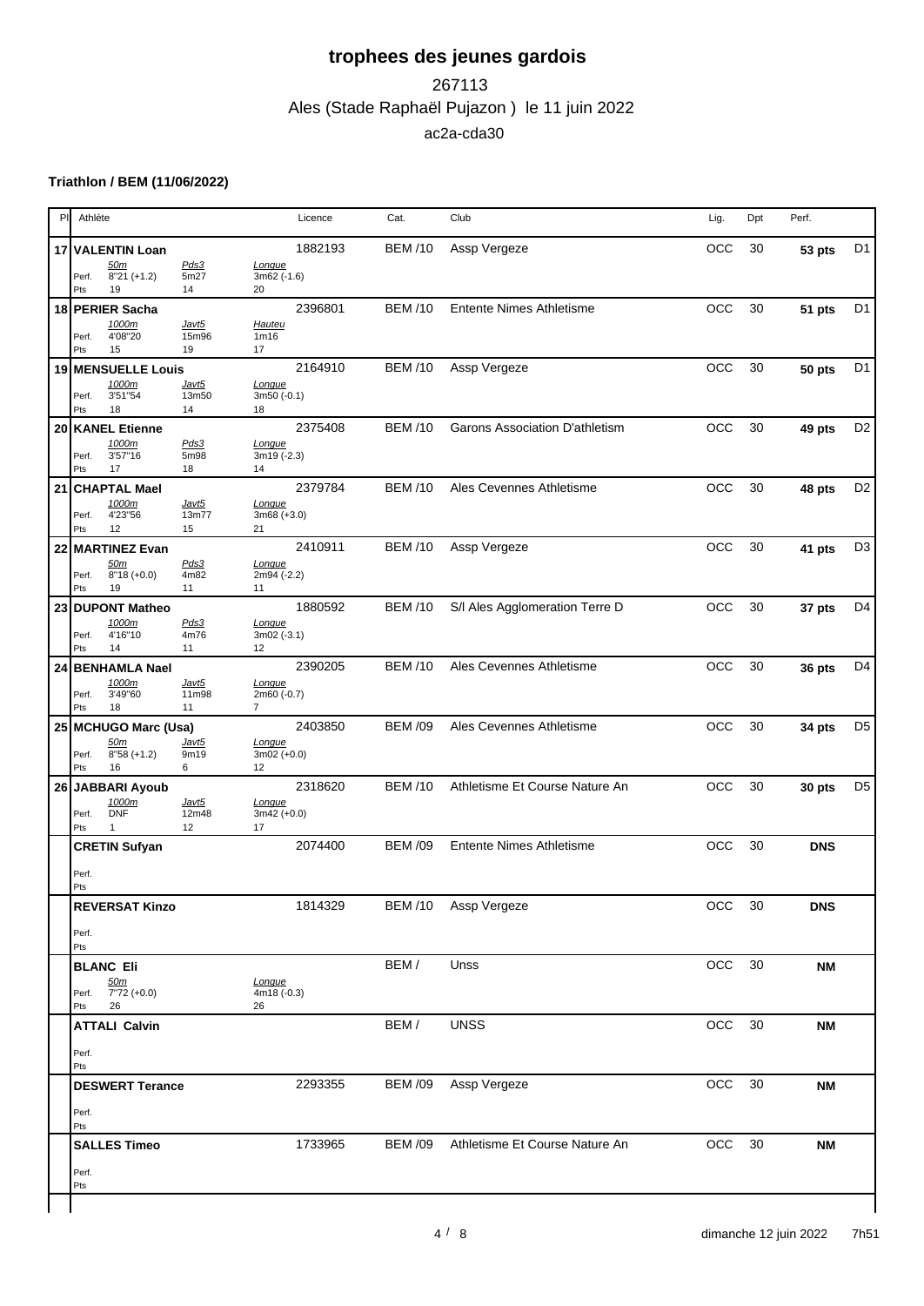# trophees des jeunes gardois

267113

Ales (Stade Raphaël Pujazon ) le 11 juin 2022

ac2a-cda30

### Triathlon / BEM (11/06/2022)

| Pl | Athlète | Licence | Cat. | Club | Lig. | Dpt | Perf. | |
|---|---|---|---|---|---|---|---|---|
| 17 | **VALENTIN Loan** — *50m* Perf. 8"21 (+1.2) Pts 19 ; *Pds3* Perf. 5m27 Pts 14 ; *Longue* Perf. 3m62 (-1.6) Pts 20 | 1882193 | BEM /10 | Assp Vergeze | OCC | 30 | **53 pts** | D1 |
| 18 | **PERIER Sacha** — *1000m* Perf. 4'08"20 Pts 15 ; *Javt5* Perf. 15m96 Pts 19 ; *Hauteu* Perf. 1m16 Pts 17 | 2396801 | BEM /10 | Entente Nimes Athletisme | OCC | 30 | **51 pts** | D1 |
| 19 | **MENSUELLE Louis** — *1000m* Perf. 3'51"54 Pts 18 ; *Javt5* Perf. 13m50 Pts 14 ; *Longue* Perf. 3m50 (-0.1) Pts 18 | 2164910 | BEM /10 | Assp Vergeze | OCC | 30 | **50 pts** | D1 |
| 20 | **KANEL Etienne** — *1000m* Perf. 3'57"16 Pts 17 ; *Pds3* Perf. 5m98 Pts 18 ; *Longue* Perf. 3m19 (-2.3) Pts 14 | 2375408 | BEM /10 | Garons Association D'athletism | OCC | 30 | **49 pts** | D2 |
| 21 | **CHAPTAL Mael** — *1000m* Perf. 4'23"56 Pts 12 ; *Javt5* Perf. 13m77 Pts 15 ; *Longue* Perf. 3m68 (+3.0) Pts 21 | 2379784 | BEM /10 | Ales Cevennes Athletisme | OCC | 30 | **48 pts** | D2 |
| 22 | **MARTINEZ Evan** — *50m* Perf. 8"18 (+0.0) Pts 19 ; *Pds3* Perf. 4m82 Pts 11 ; *Longue* Perf. 2m94 (-2.2) Pts 11 | 2410911 | BEM /10 | Assp Vergeze | OCC | 30 | **41 pts** | D3 |
| 23 | **DUPONT Matheo** — *1000m* Perf. 4'16"10 Pts 14 ; *Pds3* Perf. 4m76 Pts 11 ; *Longue* Perf. 3m02 (-3.1) Pts 12 | 1880592 | BEM /10 | S/l Ales Agglomeration Terre D | OCC | 30 | **37 pts** | D4 |
| 24 | **BENHAMLA Nael** — *1000m* Perf. 3'49"60 Pts 18 ; *Javt5* Perf. 11m98 Pts 11 ; *Longue* Perf. 2m60 (-0.7) Pts 7 | 2390205 | BEM /10 | Ales Cevennes Athletisme | OCC | 30 | **36 pts** | D4 |
| 25 | **MCHUGO Marc (Usa)** — *50m* Perf. 8"58 (+1.2) Pts 16 ; *Javt5* Perf. 9m19 Pts 6 ; *Longue* Perf. 3m02 (+0.0) Pts 12 | 2403850 | BEM /09 | Ales Cevennes Athletisme | OCC | 30 | **34 pts** | D5 |
| 26 | **JABBARI Ayoub** — *1000m* Perf. DNF Pts 1 ; *Javt5* Perf. 12m48 Pts 12 ; *Longue* Perf. 3m42 (+0.0) Pts 17 | 2318620 | BEM /10 | Athletisme Et Course Nature An | OCC | 30 | **30 pts** | D5 |
| | **CRETIN Sufyan** | 2074400 | BEM /09 | Entente Nimes Athletisme | OCC | 30 | **DNS** | |
| | **REVERSAT Kinzo** | 1814329 | BEM /10 | Assp Vergeze | OCC | 30 | **DNS** | |
| | **BLANC Eli** — *50m* Perf. 7"72 (+0.0) Pts 26 ; *Longue* Perf. 4m18 (-0.3) Pts 26 | | BEM / | Unss | OCC | 30 | **NM** | |
| | **ATTALI Calvin** | | BEM / | UNSS | OCC | 30 | **NM** | |
| | **DESWERT Terance** | 2293355 | BEM /09 | Assp Vergeze | OCC | 30 | **NM** | |
| | **SALLES Timeo** | 1733965 | BEM /09 | Athletisme Et Course Nature An | OCC | 30 | **NM** | |

dimanche 12 juin 2022 7h51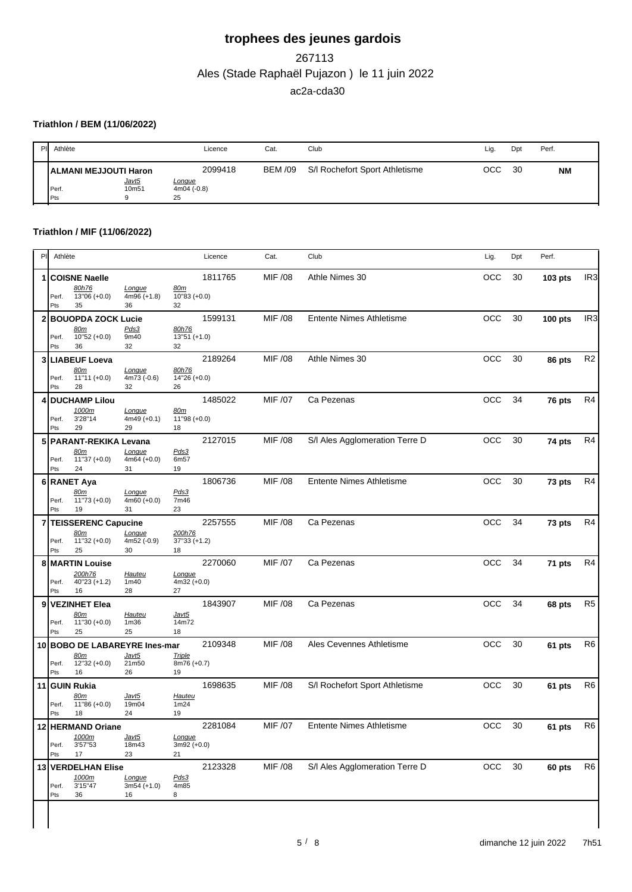# trophees des jeunes gardois

267113

Ales (Stade Raphaël Pujazon ) le 11 juin 2022

ac2a-cda30

### Triathlon / BEM (11/06/2022)

| Pl | Athlète | | | Licence | Cat. | Club | Lig. | Dpt | Perf. | |
|---|---|---|---|---|---|---|---|---|---|---|
| | **ALMANI MEJJOUTI Haron** | | | 2099418 | BEM /09 | S/l Rochefort Sport Athletisme | OCC | 30 | **NM** | |
| | | *Javt5* | *Longue* | | | | | | | |
| | Perf. | 10m51 | 4m04 (-0.8) | | | | | | | |
| | Pts | 9 | 25 | | | | | | | |

### Triathlon / MIF (11/06/2022)

| Pl | Athlète | | | Licence | Cat. | Club | Lig. | Dpt | Perf. | |
|---|---|---|---|---|---|---|---|---|---|---|
| 1 | **COISNE Naelle** | | | 1811765 | MIF /08 | Athle Nimes 30 | OCC | 30 | **103 pts** | IR3 |
| | *80h76* | *Longue* | *80m* | | | | | | | |
| | Perf. 13''06 (+0.0) | 4m96 (+1.8) | 10''83 (+0.0) | | | | | | | |
| | Pts 35 | 36 | 32 | | | | | | | |
| 2 | **BOUOPDA ZOCK Lucie** | | | 1599131 | MIF /08 | Entente Nimes Athletisme | OCC | 30 | **100 pts** | IR3 |
| | *80m* | *Pds3* | *80h76* | | | | | | | |
| | Perf. 10''52 (+0.0) | 9m40 | 13''51 (+1.0) | | | | | | | |
| | Pts 36 | 32 | 32 | | | | | | | |
| 3 | **LIABEUF Loeva** | | | 2189264 | MIF /08 | Athle Nimes 30 | OCC | 30 | **86 pts** | R2 |
| | *80m* | *Longue* | *80h76* | | | | | | | |
| | Perf. 11''11 (+0.0) | 4m73 (-0.6) | 14''26 (+0.0) | | | | | | | |
| | Pts 28 | 32 | 26 | | | | | | | |
| 4 | **DUCHAMP Lilou** | | | 1485022 | MIF /07 | Ca Pezenas | OCC | 34 | **76 pts** | R4 |
| | *1000m* | *Longue* | *80m* | | | | | | | |
| | Perf. 3'28''14 | 4m49 (+0.1) | 11''98 (+0.0) | | | | | | | |
| | Pts 29 | 29 | 18 | | | | | | | |
| 5 | **PARANT-REKIKA Levana** | | | 2127015 | MIF /08 | S/l Ales Agglomeration Terre D | OCC | 30 | **74 pts** | R4 |
| | *80m* | *Longue* | *Pds3* | | | | | | | |
| | Perf. 11''37 (+0.0) | 4m64 (+0.0) | 6m57 | | | | | | | |
| | Pts 24 | 31 | 19 | | | | | | | |
| 6 | **RANET Aya** | | | 1806736 | MIF /08 | Entente Nimes Athletisme | OCC | 30 | **73 pts** | R4 |
| | *80m* | *Longue* | *Pds3* | | | | | | | |
| | Perf. 11''73 (+0.0) | 4m60 (+0.0) | 7m46 | | | | | | | |
| | Pts 19 | 31 | 23 | | | | | | | |
| 7 | **TEISSERENC Capucine** | | | 2257555 | MIF /08 | Ca Pezenas | OCC | 34 | **73 pts** | R4 |
| | *80m* | *Longue* | *200h76* | | | | | | | |
| | Perf. 11''32 (+0.0) | 4m52 (-0.9) | 37''33 (+1.2) | | | | | | | |
| | Pts 25 | 30 | 18 | | | | | | | |
| 8 | **MARTIN Louise** | | | 2270060 | MIF /07 | Ca Pezenas | OCC | 34 | **71 pts** | R4 |
| | *200h76* | *Hauteu* | *Longue* | | | | | | | |
| | Perf. 40''23 (+1.2) | 1m40 | 4m32 (+0.0) | | | | | | | |
| | Pts 16 | 28 | 27 | | | | | | | |
| 9 | **VEZINHET Elea** | | | 1843907 | MIF /08 | Ca Pezenas | OCC | 34 | **68 pts** | R5 |
| | *80m* | *Hauteu* | *Javt5* | | | | | | | |
| | Perf. 11''30 (+0.0) | 1m36 | 14m72 | | | | | | | |
| | Pts 25 | 25 | 18 | | | | | | | |
| 10 | **BOBO DE LABAREYRE Ines-mar** | | | 2109348 | MIF /08 | Ales Cevennes Athletisme | OCC | 30 | **61 pts** | R6 |
| | *80m* | *Javt5* | *Triple* | | | | | | | |
| | Perf. 12''32 (+0.0) | 21m50 | 8m76 (+0.7) | | | | | | | |
| | Pts 16 | 26 | 19 | | | | | | | |
| 11 | **GUIN Rukia** | | | 1698635 | MIF /08 | S/l Rochefort Sport Athletisme | OCC | 30 | **61 pts** | R6 |
| | *80m* | *Javt5* | *Hauteu* | | | | | | | |
| | Perf. 11''86 (+0.0) | 19m04 | 1m24 | | | | | | | |
| | Pts 18 | 24 | 19 | | | | | | | |
| 12 | **HERMAND Oriane** | | | 2281084 | MIF /07 | Entente Nimes Athletisme | OCC | 30 | **61 pts** | R6 |
| | *1000m* | *Javt5* | *Longue* | | | | | | | |
| | Perf. 3'57''53 | 18m43 | 3m92 (+0.0) | | | | | | | |
| | Pts 17 | 23 | 21 | | | | | | | |
| 13 | **VERDELHAN Elise** | | | 2123328 | MIF /08 | S/l Ales Agglomeration Terre D | OCC | 30 | **60 pts** | R6 |
| | *1000m* | *Longue* | *Pds3* | | | | | | | |
| | Perf. 3'15''47 | 3m54 (+1.0) | 4m85 | | | | | | | |
| | Pts 36 | 16 | 8 | | | | | | | |

dimanche 12 juin 2022 7h51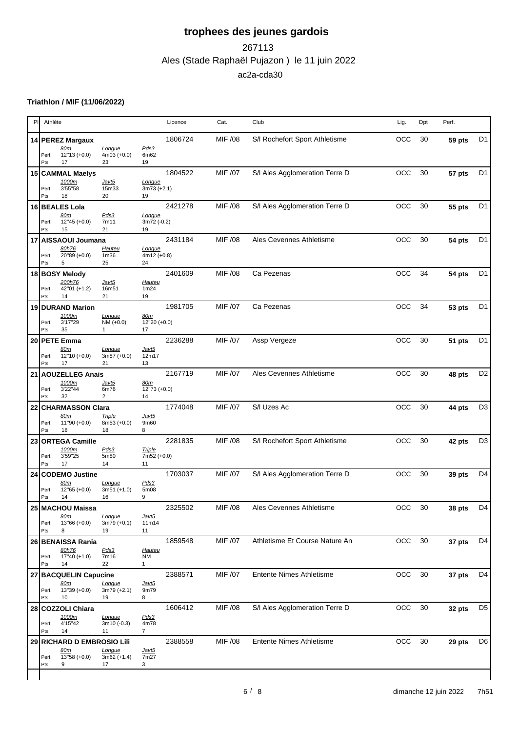# trophees des jeunes gardois

267113

Ales (Stade Raphaël Pujazon ) le 11 juin 2022

ac2a-cda30

**Triathlon / MIF (11/06/2022)**

| Pl | Athlète | | | | Licence | Cat. | Club | Lig. | Dpt | Perf. | |
|---|---|---|---|---|---|---|---|---|---|---|---|
| 14 | **PEREZ Margaux** | | | | 1806724 | MIF /08 | S/l Rochefort Sport Athletisme | OCC | 30 | **59 pts** | D1 |
| | | 80m | Longue | Pds3 | | | | | | | |
| | Perf. | 12"13 (+0.0) | 4m03 (+0.0) | 6m62 | | | | | | | |
| | Pts | 17 | 23 | 19 | | | | | | | |
| 15 | **CAMMAL Maelys** | | | | 1804522 | MIF /07 | S/l Ales Agglomeration Terre D | OCC | 30 | **57 pts** | D1 |
| | | 1000m | Javt5 | Longue | | | | | | | |
| | Perf. | 3'55"58 | 15m33 | 3m73 (+2.1) | | | | | | | |
| | Pts | 18 | 20 | 19 | | | | | | | |
| 16 | **BEALES Lola** | | | | 2421278 | MIF /08 | S/l Ales Agglomeration Terre D | OCC | 30 | **55 pts** | D1 |
| | | 80m | Pds3 | Longue | | | | | | | |
| | Perf. | 12"45 (+0.0) | 7m11 | 3m72 (-0.2) | | | | | | | |
| | Pts | 15 | 21 | 19 | | | | | | | |
| 17 | **AISSAOUI Joumana** | | | | 2431184 | MIF /08 | Ales Cevennes Athletisme | OCC | 30 | **54 pts** | D1 |
| | | 80h76 | Hauteu | Longue | | | | | | | |
| | Perf. | 20"89 (+0.0) | 1m36 | 4m12 (+0.8) | | | | | | | |
| | Pts | 5 | 25 | 24 | | | | | | | |
| 18 | **BOSY Melody** | | | | 2401609 | MIF /08 | Ca Pezenas | OCC | 34 | **54 pts** | D1 |
| | | 200h76 | Javt5 | Hauteu | | | | | | | |
| | Perf. | 42"01 (+1.2) | 16m51 | 1m24 | | | | | | | |
| | Pts | 14 | 21 | 19 | | | | | | | |
| 19 | **DURAND Marion** | | | | 1981705 | MIF /07 | Ca Pezenas | OCC | 34 | **53 pts** | D1 |
| | | 1000m | Longue | 80m | | | | | | | |
| | Perf. | 3'17"29 | NM (+0.0) | 12"20 (+0.0) | | | | | | | |
| | Pts | 35 | 1 | 17 | | | | | | | |
| 20 | **PETE Emma** | | | | 2236288 | MIF /07 | Assp Vergeze | OCC | 30 | **51 pts** | D1 |
| | | 80m | Longue | Javt5 | | | | | | | |
| | Perf. | 12"10 (+0.0) | 3m87 (+0.0) | 12m17 | | | | | | | |
| | Pts | 17 | 21 | 13 | | | | | | | |
| 21 | **AOUZELLEG Anais** | | | | 2167719 | MIF /07 | Ales Cevennes Athletisme | OCC | 30 | **48 pts** | D2 |
| | | 1000m | Javt5 | 80m | | | | | | | |
| | Perf. | 3'22"44 | 6m76 | 12"73 (+0.0) | | | | | | | |
| | Pts | 32 | 2 | 14 | | | | | | | |
| 22 | **CHARMASSON Clara** | | | | 1774048 | MIF /07 | S/l Uzes Ac | OCC | 30 | **44 pts** | D3 |
| | | 80m | Triple | Javt5 | | | | | | | |
| | Perf. | 11"90 (+0.0) | 8m53 (+0.0) | 9m60 | | | | | | | |
| | Pts | 18 | 18 | 8 | | | | | | | |
| 23 | **ORTEGA Camille** | | | | 2281835 | MIF /08 | S/l Rochefort Sport Athletisme | OCC | 30 | **42 pts** | D3 |
| | | 1000m | Pds3 | Triple | | | | | | | |
| | Perf. | 3'59"25 | 5m80 | 7m52 (+0.0) | | | | | | | |
| | Pts | 17 | 14 | 11 | | | | | | | |
| 24 | **CODEMO Justine** | | | | 1703037 | MIF /07 | S/l Ales Agglomeration Terre D | OCC | 30 | **39 pts** | D4 |
| | | 80m | Longue | Pds3 | | | | | | | |
| | Perf. | 12"65 (+0.0) | 3m51 (+1.0) | 5m08 | | | | | | | |
| | Pts | 14 | 16 | 9 | | | | | | | |
| 25 | **MACHOU Maissa** | | | | 2325502 | MIF /08 | Ales Cevennes Athletisme | OCC | 30 | **38 pts** | D4 |
| | | 80m | Longue | Javt5 | | | | | | | |
| | Perf. | 13"66 (+0.0) | 3m79 (+0.1) | 11m14 | | | | | | | |
| | Pts | 8 | 19 | 11 | | | | | | | |
| 26 | **BENAISSA Rania** | | | | 1859548 | MIF /07 | Athletisme Et Course Nature An | OCC | 30 | **37 pts** | D4 |
| | | 80h76 | Pds3 | Hauteu | | | | | | | |
| | Perf. | 17"40 (+1.0) | 7m16 | NM | | | | | | | |
| | Pts | 14 | 22 | 1 | | | | | | | |
| 27 | **BACQUELIN Capucine** | | | | 2388571 | MIF /07 | Entente Nimes Athletisme | OCC | 30 | **37 pts** | D4 |
| | | 80m | Longue | Javt5 | | | | | | | |
| | Perf. | 13"39 (+0.0) | 3m79 (+2.1) | 9m79 | | | | | | | |
| | Pts | 10 | 19 | 8 | | | | | | | |
| 28 | **COZZOLI Chiara** | | | | 1606412 | MIF /08 | S/l Ales Agglomeration Terre D | OCC | 30 | **32 pts** | D5 |
| | | 1000m | Longue | Pds3 | | | | | | | |
| | Perf. | 4'15"42 | 3m10 (-0.3) | 4m78 | | | | | | | |
| | Pts | 14 | 11 | 7 | | | | | | | |
| 29 | **RICHARD D EMBROSIO Lili** | | | | 2388558 | MIF /08 | Entente Nimes Athletisme | OCC | 30 | **29 pts** | D6 |
| | | 80m | Longue | Javt5 | | | | | | | |
| | Perf. | 13"58 (+0.0) | 3m62 (+1.4) | 7m27 | | | | | | | |
| | Pts | 9 | 17 | 3 | | | | | | | |

dimanche 12 juin 2022 7h51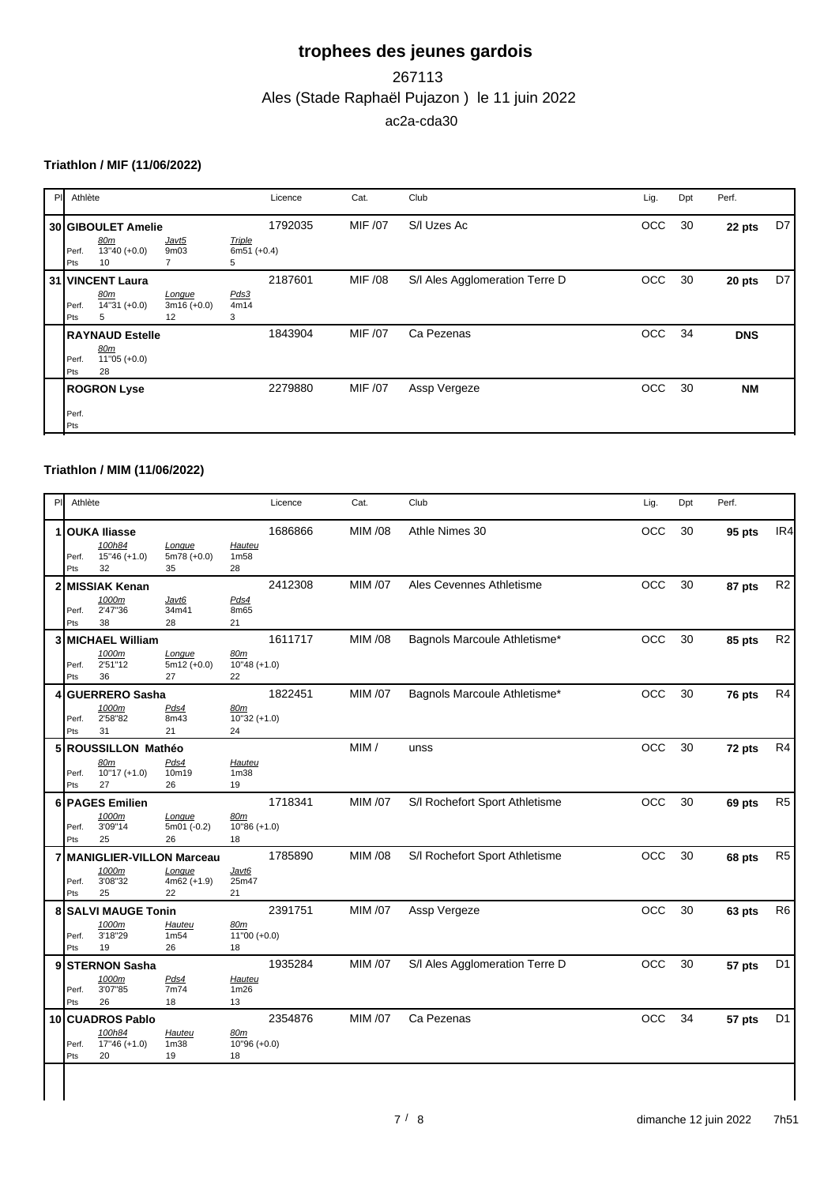# trophees des jeunes gardois

267113

Ales (Stade Raphaël Pujazon ) le 11 juin 2022

ac2a-cda30

### Triathlon / MIF (11/06/2022)

| Pl | Athlète | | | | Licence | Cat. | Club | Lig. | Dpt | Perf. | |
|---|---|---|---|---|---|---|---|---|---|---|---|
| 30 | **GIBOULET Amelie** | | | | 1792035 | MIF /07 | S/l Uzes Ac | OCC | 30 | **22 pts** | D7 |
| | | *80m* | *Javt5* | *Triple* | | | | | | | |
| | Perf. | 13"40 (+0.0) | 9m03 | 6m51 (+0.4) | | | | | | | |
| | Pts | 10 | 7 | 5 | | | | | | | |
| 31 | **VINCENT Laura** | | | | 2187601 | MIF /08 | S/l Ales Agglomeration Terre D | OCC | 30 | **20 pts** | D7 |
| | | *80m* | *Longue* | *Pds3* | | | | | | | |
| | Perf. | 14"31 (+0.0) | 3m16 (+0.0) | 4m14 | | | | | | | |
| | Pts | 5 | 12 | 3 | | | | | | | |
| | **RAYNAUD Estelle** | | | | 1843904 | MIF /07 | Ca Pezenas | OCC | 34 | **DNS** | |
| | | *80m* | | | | | | | | | |
| | Perf. | 11"05 (+0.0) | | | | | | | | | |
| | Pts | 28 | | | | | | | | | |
| | **ROGRON Lyse** | | | | 2279880 | MIF /07 | Assp Vergeze | OCC | 30 | **NM** | |
| | Perf. | | | | | | | | | | |
| | Pts | | | | | | | | | | |

### Triathlon / MIM (11/06/2022)

| Pl | Athlète | | | | Licence | Cat. | Club | Lig. | Dpt | Perf. | |
|---|---|---|---|---|---|---|---|---|---|---|---|
| 1 | **OUKA Iliasse** | | | | 1686866 | MIM /08 | Athle Nimes 30 | OCC | 30 | **95 pts** | IR4 |
| | | *100h84* | *Longue* | *Hauteu* | | | | | | | |
| | Perf. | 15"46 (+1.0) | 5m78 (+0.0) | 1m58 | | | | | | | |
| | Pts | 32 | 35 | 28 | | | | | | | |
| 2 | **MISSIAK Kenan** | | | | 2412308 | MIM /07 | Ales Cevennes Athletisme | OCC | 30 | **87 pts** | R2 |
| | | *1000m* | *Javt6* | *Pds4* | | | | | | | |
| | Perf. | 2'47"36 | 34m41 | 8m65 | | | | | | | |
| | Pts | 38 | 28 | 21 | | | | | | | |
| 3 | **MICHAEL William** | | | | 1611717 | MIM /08 | Bagnols Marcoule Athletisme* | OCC | 30 | **85 pts** | R2 |
| | | *1000m* | *Longue* | *80m* | | | | | | | |
| | Perf. | 2'51"12 | 5m12 (+0.0) | 10"48 (+1.0) | | | | | | | |
| | Pts | 36 | 27 | 22 | | | | | | | |
| 4 | **GUERRERO Sasha** | | | | 1822451 | MIM /07 | Bagnols Marcoule Athletisme* | OCC | 30 | **76 pts** | R4 |
| | | *1000m* | *Pds4* | *80m* | | | | | | | |
| | Perf. | 2'58"82 | 8m43 | 10"32 (+1.0) | | | | | | | |
| | Pts | 31 | 21 | 24 | | | | | | | |
| 5 | **ROUSSILLON Mathéo** | | | | | MIM / | unss | OCC | 30 | **72 pts** | R4 |
| | | *80m* | *Pds4* | *Hauteu* | | | | | | | |
| | Perf. | 10"17 (+1.0) | 10m19 | 1m38 | | | | | | | |
| | Pts | 27 | 26 | 19 | | | | | | | |
| 6 | **PAGES Emilien** | | | | 1718341 | MIM /07 | S/l Rochefort Sport Athletisme | OCC | 30 | **69 pts** | R5 |
| | | *1000m* | *Longue* | *80m* | | | | | | | |
| | Perf. | 3'09"14 | 5m01 (-0.2) | 10"86 (+1.0) | | | | | | | |
| | Pts | 25 | 26 | 18 | | | | | | | |
| 7 | **MANIGLIER-VILLON Marceau** | | | | 1785890 | MIM /08 | S/l Rochefort Sport Athletisme | OCC | 30 | **68 pts** | R5 |
| | | *1000m* | *Longue* | *Javt6* | | | | | | | |
| | Perf. | 3'08"32 | 4m62 (+1.9) | 25m47 | | | | | | | |
| | Pts | 25 | 22 | 21 | | | | | | | |
| 8 | **SALVI MAUGE Tonin** | | | | 2391751 | MIM /07 | Assp Vergeze | OCC | 30 | **63 pts** | R6 |
| | | *1000m* | *Hauteu* | *80m* | | | | | | | |
| | Perf. | 3'18"29 | 1m54 | 11"00 (+0.0) | | | | | | | |
| | Pts | 19 | 26 | 18 | | | | | | | |
| 9 | **STERNON Sasha** | | | | 1935284 | MIM /07 | S/l Ales Agglomeration Terre D | OCC | 30 | **57 pts** | D1 |
| | | *1000m* | *Pds4* | *Hauteu* | | | | | | | |
| | Perf. | 3'07"85 | 7m74 | 1m26 | | | | | | | |
| | Pts | 26 | 18 | 13 | | | | | | | |
| 10 | **CUADROS Pablo** | | | | 2354876 | MIM /07 | Ca Pezenas | OCC | 34 | **57 pts** | D1 |
| | | *100h84* | *Hauteu* | *80m* | | | | | | | |
| | Perf. | 17"46 (+1.0) | 1m38 | 10"96 (+0.0) | | | | | | | |
| | Pts | 20 | 19 | 18 | | | | | | | |

dimanche 12 juin 2022 7h51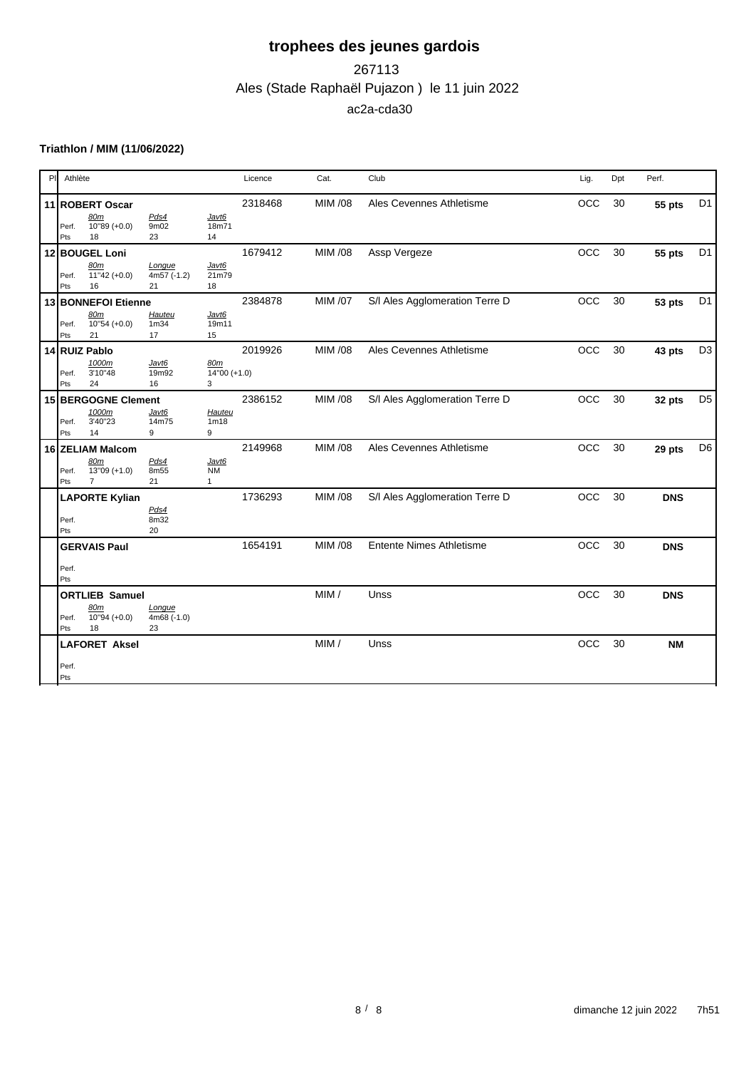# trophees des jeunes gardois

267113

Ales (Stade Raphaël Pujazon ) le 11 juin 2022

ac2a-cda30

### Triathlon / MIM (11/06/2022)

| Pl | Athlète | Licence | Cat. | Club | Lig. | Dpt | Perf. | |
|---|---|---|---|---|---|---|---|---|
| 11 | **ROBERT Oscar** | 2318468 | MIM /08 | Ales Cevennes Athletisme | OCC | 30 | **55 pts** | D1 |
| | *80m* / *Pds4* / *Javt6* — Perf. 10''89 (+0.0) / 9m02 / 18m71 — Pts 18 / 23 / 14 | | | | | | | |
| 12 | **BOUGEL Loni** | 1679412 | MIM /08 | Assp Vergeze | OCC | 30 | **55 pts** | D1 |
| | *80m* / *Longue* / *Javt6* — Perf. 11''42 (+0.0) / 4m57 (-1.2) / 21m79 — Pts 16 / 21 / 18 | | | | | | | |
| 13 | **BONNEFOI Etienne** | 2384878 | MIM /07 | S/l Ales Agglomeration Terre D | OCC | 30 | **53 pts** | D1 |
| | *80m* / *Hauteu* / *Javt6* — Perf. 10''54 (+0.0) / 1m34 / 19m11 — Pts 21 / 17 / 15 | | | | | | | |
| 14 | **RUIZ Pablo** | 2019926 | MIM /08 | Ales Cevennes Athletisme | OCC | 30 | **43 pts** | D3 |
| | *1000m* / *Javt6* / *80m* — Perf. 3'10''48 / 19m92 / 14''00 (+1.0) — Pts 24 / 16 / 3 | | | | | | | |
| 15 | **BERGOGNE Clement** | 2386152 | MIM /08 | S/l Ales Agglomeration Terre D | OCC | 30 | **32 pts** | D5 |
| | *1000m* / *Javt6* / *Hauteu* — Perf. 3'40''23 / 14m75 / 1m18 — Pts 14 / 9 / 9 | | | | | | | |
| 16 | **ZELIAM Malcom** | 2149968 | MIM /08 | Ales Cevennes Athletisme | OCC | 30 | **29 pts** | D6 |
| | *80m* / *Pds4* / *Javt6* — Perf. 13''09 (+1.0) / 8m55 / NM — Pts 7 / 21 / 1 | | | | | | | |
| | **LAPORTE Kylian** | 1736293 | MIM /08 | S/l Ales Agglomeration Terre D | OCC | 30 | **DNS** | |
| | *Pds4* — Perf. 8m32 — Pts 20 | | | | | | | |
| | **GERVAIS Paul** | 1654191 | MIM /08 | Entente Nimes Athletisme | OCC | 30 | **DNS** | |
| | Perf. — Pts | | | | | | | |
| | **ORTLIEB Samuel** | | MIM / | Unss | OCC | 30 | **DNS** | |
| | *80m* / *Longue* — Perf. 10''94 (+0.0) / 4m68 (-1.0) — Pts 18 / 23 | | | | | | | |
| | **LAFORET Aksel** | | MIM / | Unss | OCC | 30 | **NM** | |
| | Perf. — Pts | | | | | | | |

dimanche 12 juin 2022 7h51